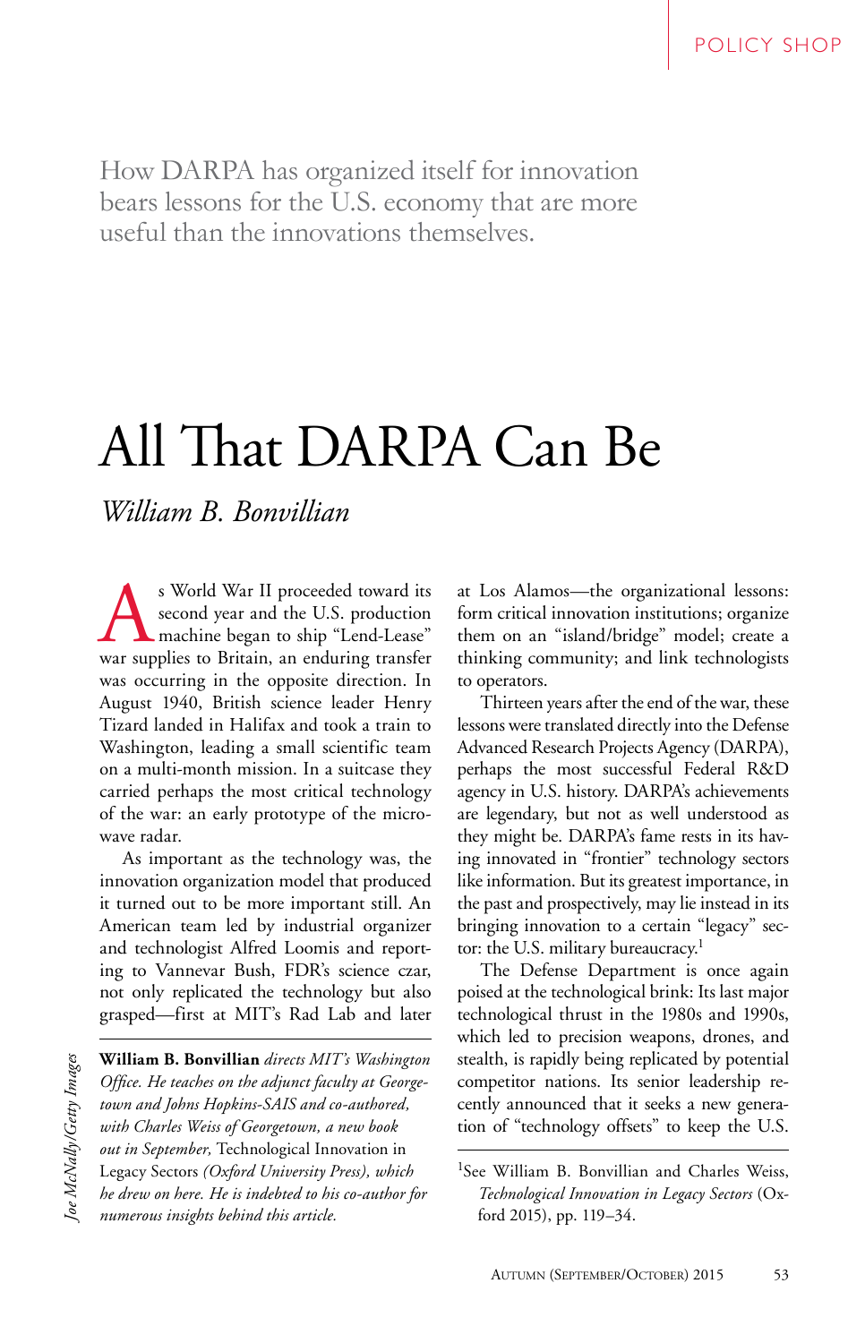How DARPA has organized itself for innovation bears lessons for the U.S. economy that are more useful than the innovations themselves.

# All That DARPA Can Be

*William B. Bonvillian*

As World War II proceeded toward its second year and the U.S. production machine began to ship "Lend-Lease" war supplies to Britain, an enduring transfer was occurring in the opposite direction. In August 1940, British science leader Henry Tizard landed in Halifax and took a train to Washington, leading a small scientific team on a multi-month mission. In a suitcase they carried perhaps the most critical technology of the war: an early prototype of the microwave radar.

As important as the technology was, the innovation organization model that produced it turned out to be more important still. An American team led by industrial organizer and technologist Alfred Loomis and reporting to Vannevar Bush, FDR's science czar, not only replicated the technology but also grasped—first at MIT's Rad Lab and later at Los Alamos—the organizational lessons: form critical innovation institutions; organize them on an "island/bridge" model; create a thinking community; and link technologists to operators.

Thirteen years after the end of the war, these lessons were translated directly into the Defense Advanced Research Projects Agency (DARPA), perhaps the most successful Federal R&D agency in U.S. history. DARPA's achievements are legendary, but not as well understood as they might be. DARPA's fame rests in its having innovated in "frontier" technology sectors like information. But its greatest importance, in the past and prospectively, may lie instead in its bringing innovation to a certain "legacy" sector: the U.S. military bureaucracy.[1]

The Defense Department is once again poised at the technological brink: Its last major technological thrust in the 1980s and 1990s, which led to precision weapons, drones, and stealth, is rapidly being replicated by potential competitor nations. Its senior leadership recently announced that it seeks a new generation of "technology offsets" to keep the U.S.

---

**William B. Bonvillian** *directs MIT's Washington Office. He teaches on the adjunct faculty at Georgetown and Johns Hopkins-SAIS and co-authored, with Charles Weiss of Georgetown, a new book out in September,* Technological Innovation in Legacy Sectors *(Oxford University Press), which he drew on here. He is indebted to his co-author for numerous insights behind this article.*

[1] See William B. Bonvillian and Charles Weiss, *Technological Innovation in Legacy Sectors* (Oxford 2015), pp. 119–34.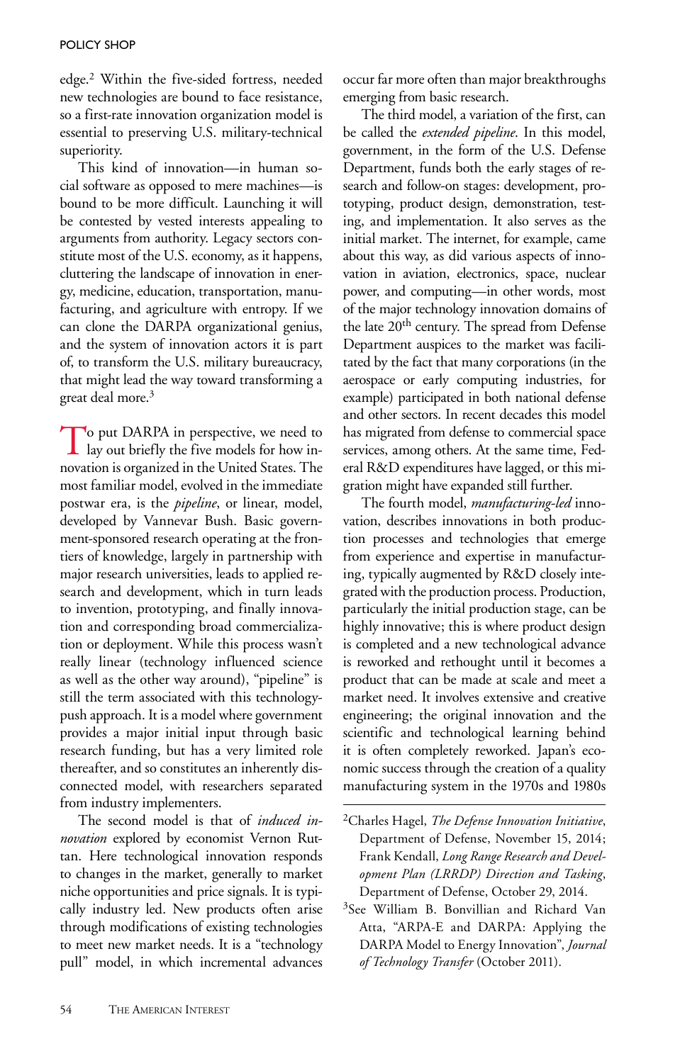edge.[2] Within the five-sided fortress, needed new technologies are bound to face resistance, so a first-rate innovation organization model is essential to preserving U.S. military-technical superiority.

This kind of innovation—in human social software as opposed to mere machines—is bound to be more difficult. Launching it will be contested by vested interests appealing to arguments from authority. Legacy sectors constitute most of the U.S. economy, as it happens, cluttering the landscape of innovation in energy, medicine, education, transportation, manufacturing, and agriculture with entropy. If we can clone the DARPA organizational genius, and the system of innovation actors it is part of, to transform the U.S. military bureaucracy, that might lead the way toward transforming a great deal more.[3]

To put DARPA in perspective, we need to lay out briefly the five models for how innovation is organized in the United States. The most familiar model, evolved in the immediate postwar era, is the *pipeline*, or linear, model, developed by Vannevar Bush. Basic government-sponsored research operating at the frontiers of knowledge, largely in partnership with major research universities, leads to applied research and development, which in turn leads to invention, prototyping, and finally innovation and corresponding broad commercialization or deployment. While this process wasn't really linear (technology influenced science as well as the other way around), "pipeline" is still the term associated with this technology-push approach. It is a model where government provides a major initial input through basic research funding, but has a very limited role thereafter, and so constitutes an inherently disconnected model, with researchers separated from industry implementers.

The second model is that of *induced innovation* explored by economist Vernon Ruttan. Here technological innovation responds to changes in the market, generally to market niche opportunities and price signals. It is typically industry led. New products often arise through modifications of existing technologies to meet new market needs. It is a "technology pull" model, in which incremental advances occur far more often than major breakthroughs emerging from basic research.

The third model, a variation of the first, can be called the *extended pipeline*. In this model, government, in the form of the U.S. Defense Department, funds both the early stages of research and follow-on stages: development, prototyping, product design, demonstration, testing, and implementation. It also serves as the initial market. The internet, for example, came about this way, as did various aspects of innovation in aviation, electronics, space, nuclear power, and computing—in other words, most of the major technology innovation domains of the late 20th century. The spread from Defense Department auspices to the market was facilitated by the fact that many corporations (in the aerospace or early computing industries, for example) participated in both national defense and other sectors. In recent decades this model has migrated from defense to commercial space services, among others. At the same time, Federal R&D expenditures have lagged, or this migration might have expanded still further.

The fourth model, *manufacturing-led* innovation, describes innovations in both production processes and technologies that emerge from experience and expertise in manufacturing, typically augmented by R&D closely integrated with the production process. Production, particularly the initial production stage, can be highly innovative; this is where product design is completed and a new technological advance is reworked and rethought until it becomes a product that can be made at scale and meet a market need. It involves extensive and creative engineering; the original innovation and the scientific and technological learning behind it is often completely reworked. Japan's economic success through the creation of a quality manufacturing system in the 1970s and 1980s

---

[2] Charles Hagel, *The Defense Innovation Initiative*, Department of Defense, November 15, 2014; Frank Kendall, *Long Range Research and Development Plan (LRRDP) Direction and Tasking*, Department of Defense, October 29, 2014.

[3] See William B. Bonvillian and Richard Van Atta, "ARPA-E and DARPA: Applying the DARPA Model to Energy Innovation", *Journal of Technology Transfer* (October 2011).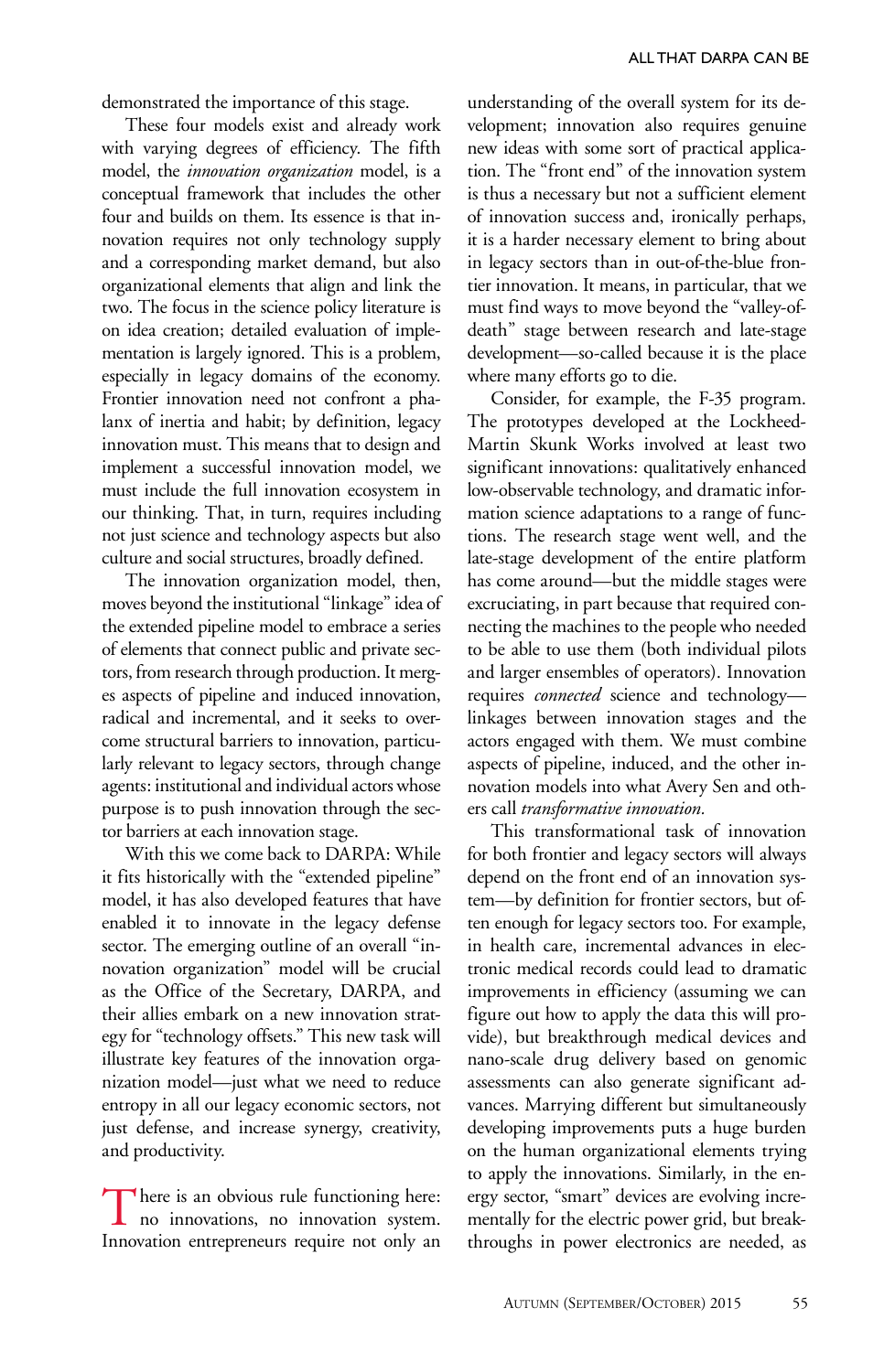demonstrated the importance of this stage.

These four models exist and already work with varying degrees of efficiency. The fifth model, the *innovation organization* model, is a conceptual framework that includes the other four and builds on them. Its essence is that innovation requires not only technology supply and a corresponding market demand, but also organizational elements that align and link the two. The focus in the science policy literature is on idea creation; detailed evaluation of implementation is largely ignored. This is a problem, especially in legacy domains of the economy. Frontier innovation need not confront a phalanx of inertia and habit; by definition, legacy innovation must. This means that to design and implement a successful innovation model, we must include the full innovation ecosystem in our thinking. That, in turn, requires including not just science and technology aspects but also culture and social structures, broadly defined.

The innovation organization model, then, moves beyond the institutional "linkage" idea of the extended pipeline model to embrace a series of elements that connect public and private sectors, from research through production. It merges aspects of pipeline and induced innovation, radical and incremental, and it seeks to overcome structural barriers to innovation, particularly relevant to legacy sectors, through change agents: institutional and individual actors whose purpose is to push innovation through the sector barriers at each innovation stage.

With this we come back to DARPA: While it fits historically with the "extended pipeline" model, it has also developed features that have enabled it to innovate in the legacy defense sector. The emerging outline of an overall "innovation organization" model will be crucial as the Office of the Secretary, DARPA, and their allies embark on a new innovation strategy for "technology offsets." This new task will illustrate key features of the innovation organization model—just what we need to reduce entropy in all our legacy economic sectors, not just defense, and increase synergy, creativity, and productivity.

There is an obvious rule functioning here: no innovations, no innovation system. Innovation entrepreneurs require not only an understanding of the overall system for its development; innovation also requires genuine new ideas with some sort of practical application. The "front end" of the innovation system is thus a necessary but not a sufficient element of innovation success and, ironically perhaps, it is a harder necessary element to bring about in legacy sectors than in out-of-the-blue frontier innovation. It means, in particular, that we must find ways to move beyond the "valley-of-death" stage between research and late-stage development—so-called because it is the place where many efforts go to die.

Consider, for example, the F-35 program. The prototypes developed at the Lockheed-Martin Skunk Works involved at least two significant innovations: qualitatively enhanced low-observable technology, and dramatic information science adaptations to a range of functions. The research stage went well, and the late-stage development of the entire platform has come around—but the middle stages were excruciating, in part because that required connecting the machines to the people who needed to be able to use them (both individual pilots and larger ensembles of operators). Innovation requires *connected* science and technology—linkages between innovation stages and the actors engaged with them. We must combine aspects of pipeline, induced, and the other innovation models into what Avery Sen and others call *transformative innovation.*

This transformational task of innovation for both frontier and legacy sectors will always depend on the front end of an innovation system—by definition for frontier sectors, but often enough for legacy sectors too. For example, in health care, incremental advances in electronic medical records could lead to dramatic improvements in efficiency (assuming we can figure out how to apply the data this will provide), but breakthrough medical devices and nano-scale drug delivery based on genomic assessments can also generate significant advances. Marrying different but simultaneously developing improvements puts a huge burden on the human organizational elements trying to apply the innovations. Similarly, in the energy sector, "smart" devices are evolving incrementally for the electric power grid, but breakthroughs in power electronics are needed, as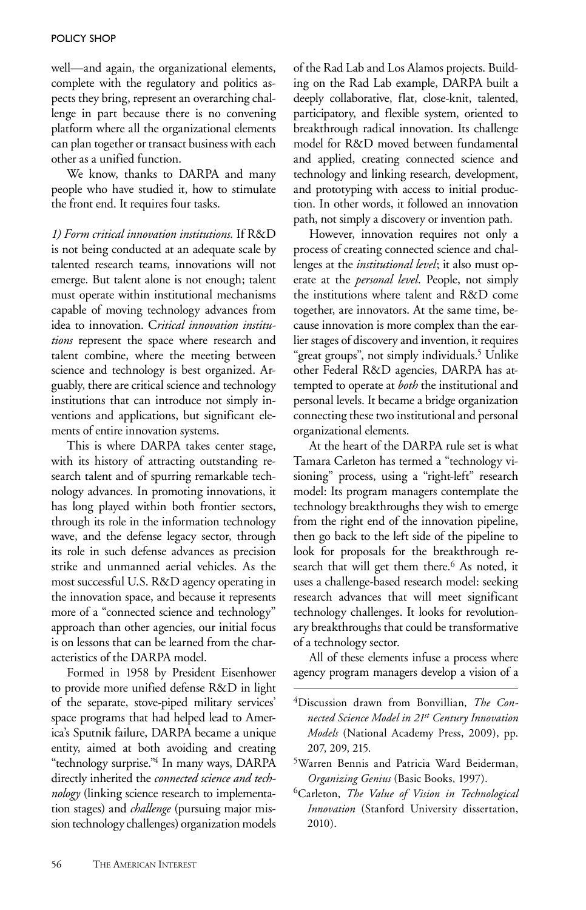well—and again, the organizational elements, complete with the regulatory and politics aspects they bring, represent an overarching challenge in part because there is no convening platform where all the organizational elements can plan together or transact business with each other as a unified function.

We know, thanks to DARPA and many people who have studied it, how to stimulate the front end. It requires four tasks.

*1) Form critical innovation institutions.* If R&D is not being conducted at an adequate scale by talented research teams, innovations will not emerge. But talent alone is not enough; talent must operate within institutional mechanisms capable of moving technology advances from idea to innovation. C*ritical innovation institutions* represent the space where research and talent combine, where the meeting between science and technology is best organized. Arguably, there are critical science and technology institutions that can introduce not simply inventions and applications, but significant elements of entire innovation systems.

This is where DARPA takes center stage, with its history of attracting outstanding research talent and of spurring remarkable technology advances. In promoting innovations, it has long played within both frontier sectors, through its role in the information technology wave, and the defense legacy sector, through its role in such defense advances as precision strike and unmanned aerial vehicles. As the most successful U.S. R&D agency operating in the innovation space, and because it represents more of a "connected science and technology" approach than other agencies, our initial focus is on lessons that can be learned from the characteristics of the DARPA model.

Formed in 1958 by President Eisenhower to provide more unified defense R&D in light of the separate, stove-piped military services' space programs that had helped lead to America's Sputnik failure, DARPA became a unique entity, aimed at both avoiding and creating "technology surprise."[4] In many ways, DARPA directly inherited the *connected science and technology* (linking science research to implementation stages) and *challenge* (pursuing major mission technology challenges) organization models of the Rad Lab and Los Alamos projects. Building on the Rad Lab example, DARPA built a deeply collaborative, flat, close-knit, talented, participatory, and flexible system, oriented to breakthrough radical innovation. Its challenge model for R&D moved between fundamental and applied, creating connected science and technology and linking research, development, and prototyping with access to initial production. In other words, it followed an innovation path, not simply a discovery or invention path.

However, innovation requires not only a process of creating connected science and challenges at the *institutional level*; it also must operate at the *personal level*. People, not simply the institutions where talent and R&D come together, are innovators. At the same time, because innovation is more complex than the earlier stages of discovery and invention, it requires "great groups", not simply individuals.[5] Unlike other Federal R&D agencies, DARPA has attempted to operate at *both* the institutional and personal levels. It became a bridge organization connecting these two institutional and personal organizational elements.

At the heart of the DARPA rule set is what Tamara Carleton has termed a "technology visioning" process, using a "right-left" research model: Its program managers contemplate the technology breakthroughs they wish to emerge from the right end of the innovation pipeline, then go back to the left side of the pipeline to look for proposals for the breakthrough research that will get them there.[6] As noted, it uses a challenge-based research model: seeking research advances that will meet significant technology challenges. It looks for revolutionary breakthroughs that could be transformative of a technology sector.

All of these elements infuse a process where agency program managers develop a vision of a

---

[4]Discussion drawn from Bonvillian, *The Connected Science Model in 21st Century Innovation Models* (National Academy Press, 2009), pp. 207, 209, 215.

[5]Warren Bennis and Patricia Ward Beiderman, *Organizing Genius* (Basic Books, 1997).

[6]Carleton, *The Value of Vision in Technological Innovation* (Stanford University dissertation, 2010).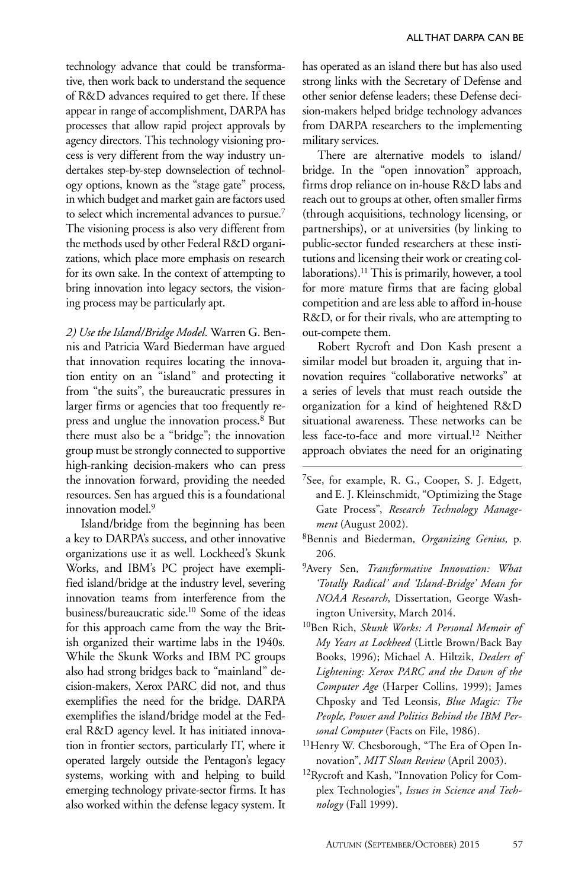technology advance that could be transformative, then work back to understand the sequence of R&D advances required to get there. If these appear in range of accomplishment, DARPA has processes that allow rapid project approvals by agency directors. This technology visioning process is very different from the way industry undertakes step-by-step downselection of technology options, known as the "stage gate" process, in which budget and market gain are factors used to select which incremental advances to pursue.[7] The visioning process is also very different from the methods used by other Federal R&D organizations, which place more emphasis on research for its own sake. In the context of attempting to bring innovation into legacy sectors, the visioning process may be particularly apt.

*2) Use the Island/Bridge Model.* Warren G. Bennis and Patricia Ward Biederman have argued that innovation requires locating the innovation entity on an "island" and protecting it from "the suits", the bureaucratic pressures in larger firms or agencies that too frequently repress and unglue the innovation process.[8] But there must also be a "bridge"; the innovation group must be strongly connected to supportive high-ranking decision-makers who can press the innovation forward, providing the needed resources. Sen has argued this is a foundational innovation model.[9]

Island/bridge from the beginning has been a key to DARPA's success, and other innovative organizations use it as well. Lockheed's Skunk Works, and IBM's PC project have exemplified island/bridge at the industry level, severing innovation teams from interference from the business/bureaucratic side.[10] Some of the ideas for this approach came from the way the British organized their wartime labs in the 1940s. While the Skunk Works and IBM PC groups also had strong bridges back to "mainland" decision-makers, Xerox PARC did not, and thus exemplifies the need for the bridge. DARPA exemplifies the island/bridge model at the Federal R&D agency level. It has initiated innovation in frontier sectors, particularly IT, where it operated largely outside the Pentagon's legacy systems, working with and helping to build emerging technology private-sector firms. It has also worked within the defense legacy system. It has operated as an island there but has also used strong links with the Secretary of Defense and other senior defense leaders; these Defense decision-makers helped bridge technology advances from DARPA researchers to the implementing military services.

There are alternative models to island/bridge. In the "open innovation" approach, firms drop reliance on in-house R&D labs and reach out to groups at other, often smaller firms (through acquisitions, technology licensing, or partnerships), or at universities (by linking to public-sector funded researchers at these institutions and licensing their work or creating collaborations).[11] This is primarily, however, a tool for more mature firms that are facing global competition and are less able to afford in-house R&D, or for their rivals, who are attempting to out-compete them.

Robert Rycroft and Don Kash present a similar model but broaden it, arguing that innovation requires "collaborative networks" at a series of levels that must reach outside the organization for a kind of heightened R&D situational awareness. These networks can be less face-to-face and more virtual.[12] Neither approach obviates the need for an originating

---

[7] See, for example, R. G., Cooper, S. J. Edgett, and E. J. Kleinschmidt, "Optimizing the Stage Gate Process", *Research Technology Management* (August 2002).

[8] Bennis and Biederman*, Organizing Genius,* p. 206.

[9] Avery Sen, *Transformative Innovation: What 'Totally Radical' and 'Island-Bridge' Mean for NOAA Research*, Dissertation, George Washington University, March 2014.

[10] Ben Rich, *Skunk Works: A Personal Memoir of My Years at Lockheed* (Little Brown/Back Bay Books, 1996); Michael A. Hiltzik, *Dealers of Lightening: Xerox PARC and the Dawn of the Computer Age* (Harper Collins, 1999); James Chposky and Ted Leonsis, *Blue Magic: The People, Power and Politics Behind the IBM Personal Computer* (Facts on File, 1986).

[11] Henry W. Chesborough, "The Era of Open Innovation", *MIT Sloan Review* (April 2003).

[12] Rycroft and Kash, "Innovation Policy for Complex Technologies", *Issues in Science and Technology* (Fall 1999).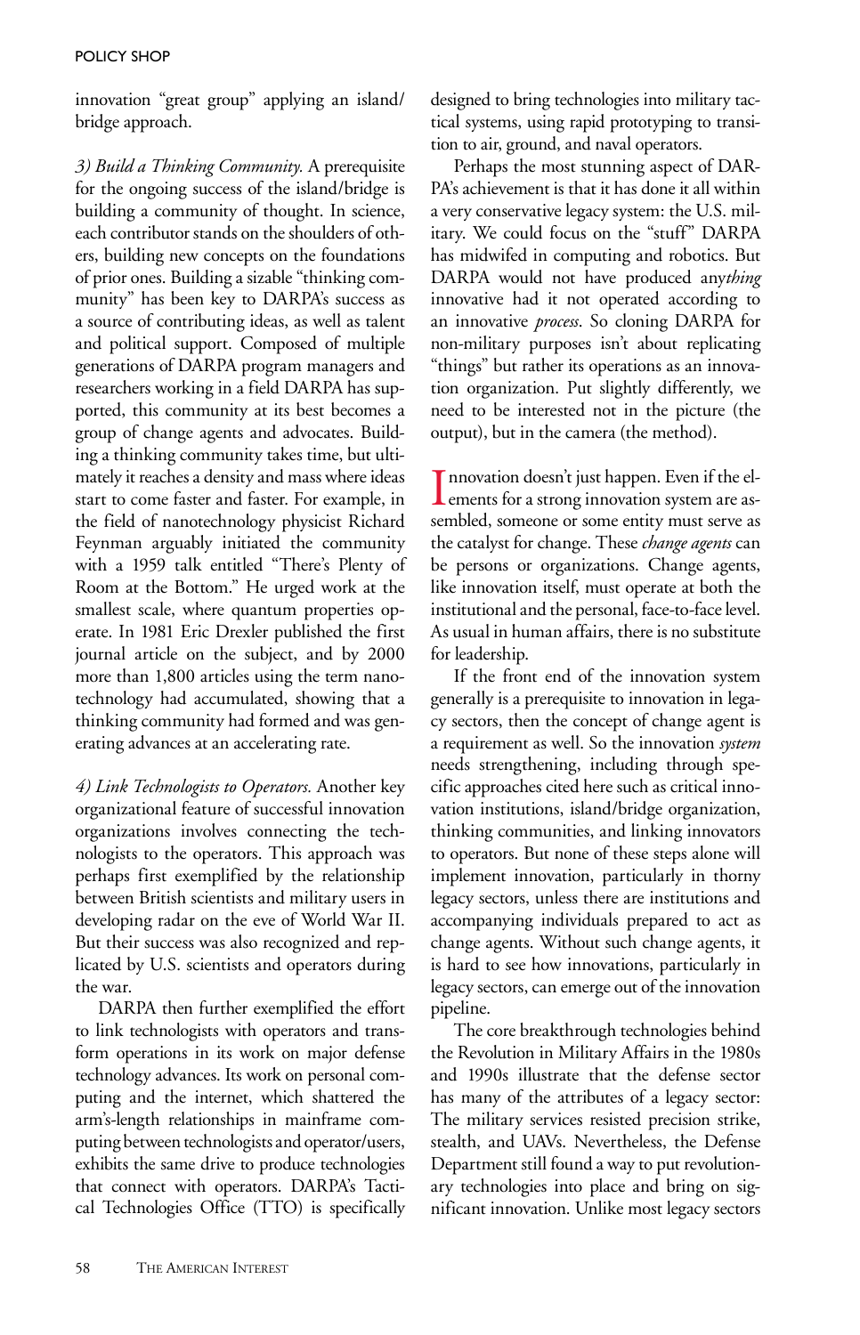innovation "great group" applying an island/bridge approach.

*3) Build a Thinking Community.* A prerequisite for the ongoing success of the island/bridge is building a community of thought. In science, each contributor stands on the shoulders of others, building new concepts on the foundations of prior ones. Building a sizable "thinking community" has been key to DARPA's success as a source of contributing ideas, as well as talent and political support. Composed of multiple generations of DARPA program managers and researchers working in a field DARPA has supported, this community at its best becomes a group of change agents and advocates. Building a thinking community takes time, but ultimately it reaches a density and mass where ideas start to come faster and faster. For example, in the field of nanotechnology physicist Richard Feynman arguably initiated the community with a 1959 talk entitled "There's Plenty of Room at the Bottom." He urged work at the smallest scale, where quantum properties operate. In 1981 Eric Drexler published the first journal article on the subject, and by 2000 more than 1,800 articles using the term nanotechnology had accumulated, showing that a thinking community had formed and was generating advances at an accelerating rate.

*4) Link Technologists to Operators.* Another key organizational feature of successful innovation organizations involves connecting the technologists to the operators. This approach was perhaps first exemplified by the relationship between British scientists and military users in developing radar on the eve of World War II. But their success was also recognized and replicated by U.S. scientists and operators during the war.

DARPA then further exemplified the effort to link technologists with operators and transform operations in its work on major defense technology advances. Its work on personal computing and the internet, which shattered the arm's-length relationships in mainframe computing between technologists and operator/users, exhibits the same drive to produce technologies that connect with operators. DARPA's Tactical Technologies Office (TTO) is specifically designed to bring technologies into military tactical systems, using rapid prototyping to transition to air, ground, and naval operators.

Perhaps the most stunning aspect of DARPA's achievement is that it has done it all within a very conservative legacy system: the U.S. military. We could focus on the "stuff" DARPA has midwifed in computing and robotics. But DARPA would not have produced any*thing* innovative had it not operated according to an innovative *process*. So cloning DARPA for non-military purposes isn't about replicating "things" but rather its operations as an innovation organization. Put slightly differently, we need to be interested not in the picture (the output), but in the camera (the method).

Innovation doesn't just happen. Even if the elements for a strong innovation system are assembled, someone or some entity must serve as the catalyst for change. These *change agents* can be persons or organizations. Change agents, like innovation itself, must operate at both the institutional and the personal, face-to-face level. As usual in human affairs, there is no substitute for leadership.

If the front end of the innovation system generally is a prerequisite to innovation in legacy sectors, then the concept of change agent is a requirement as well. So the innovation *system* needs strengthening, including through specific approaches cited here such as critical innovation institutions, island/bridge organization, thinking communities, and linking innovators to operators. But none of these steps alone will implement innovation, particularly in thorny legacy sectors, unless there are institutions and accompanying individuals prepared to act as change agents. Without such change agents, it is hard to see how innovations, particularly in legacy sectors, can emerge out of the innovation pipeline.

The core breakthrough technologies behind the Revolution in Military Affairs in the 1980s and 1990s illustrate that the defense sector has many of the attributes of a legacy sector: The military services resisted precision strike, stealth, and UAVs. Nevertheless, the Defense Department still found a way to put revolutionary technologies into place and bring on significant innovation. Unlike most legacy sectors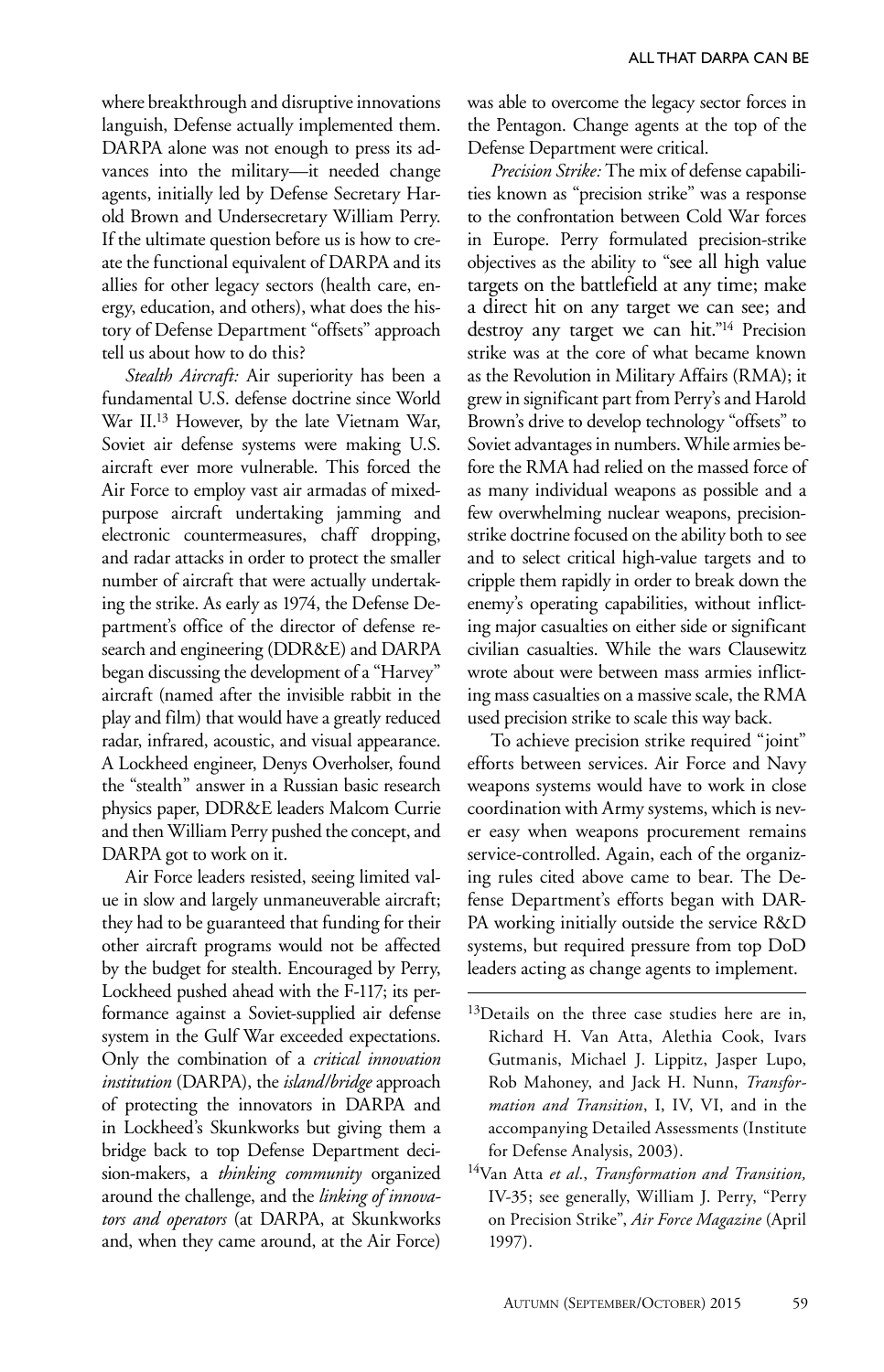where breakthrough and disruptive innovations languish, Defense actually implemented them. DARPA alone was not enough to press its advances into the military—it needed change agents, initially led by Defense Secretary Harold Brown and Undersecretary William Perry. If the ultimate question before us is how to create the functional equivalent of DARPA and its allies for other legacy sectors (health care, energy, education, and others), what does the history of Defense Department "offsets" approach tell us about how to do this?

*Stealth Aircraft:* Air superiority has been a fundamental U.S. defense doctrine since World War II.[13] However, by the late Vietnam War, Soviet air defense systems were making U.S. aircraft ever more vulnerable. This forced the Air Force to employ vast air armadas of mixed-purpose aircraft undertaking jamming and electronic countermeasures, chaff dropping, and radar attacks in order to protect the smaller number of aircraft that were actually undertaking the strike. As early as 1974, the Defense Department's office of the director of defense research and engineering (DDR&E) and DARPA began discussing the development of a "Harvey" aircraft (named after the invisible rabbit in the play and film) that would have a greatly reduced radar, infrared, acoustic, and visual appearance. A Lockheed engineer, Denys Overholser, found the "stealth" answer in a Russian basic research physics paper, DDR&E leaders Malcom Currie and then William Perry pushed the concept, and DARPA got to work on it.

Air Force leaders resisted, seeing limited value in slow and largely unmaneuverable aircraft; they had to be guaranteed that funding for their other aircraft programs would not be affected by the budget for stealth. Encouraged by Perry, Lockheed pushed ahead with the F-117; its performance against a Soviet-supplied air defense system in the Gulf War exceeded expectations. Only the combination of a *critical innovation institution* (DARPA), the *island/bridge* approach of protecting the innovators in DARPA and in Lockheed's Skunkworks but giving them a bridge back to top Defense Department decision-makers, a *thinking community* organized around the challenge, and the *linking of innovators and operators* (at DARPA, at Skunkworks and, when they came around, at the Air Force) was able to overcome the legacy sector forces in the Pentagon. Change agents at the top of the Defense Department were critical.

*Precision Strike:* The mix of defense capabilities known as "precision strike" was a response to the confrontation between Cold War forces in Europe. Perry formulated precision-strike objectives as the ability to "see all high value targets on the battlefield at any time; make a direct hit on any target we can see; and destroy any target we can hit."[14] Precision strike was at the core of what became known as the Revolution in Military Affairs (RMA); it grew in significant part from Perry's and Harold Brown's drive to develop technology "offsets" to Soviet advantages in numbers. While armies before the RMA had relied on the massed force of as many individual weapons as possible and a few overwhelming nuclear weapons, precision-strike doctrine focused on the ability both to see and to select critical high-value targets and to cripple them rapidly in order to break down the enemy's operating capabilities, without inflicting major casualties on either side or significant civilian casualties. While the wars Clausewitz wrote about were between mass armies inflicting mass casualties on a massive scale, the RMA used precision strike to scale this way back.

To achieve precision strike required "joint" efforts between services. Air Force and Navy weapons systems would have to work in close coordination with Army systems, which is never easy when weapons procurement remains service-controlled. Again, each of the organizing rules cited above came to bear. The Defense Department's efforts began with DARPA working initially outside the service R&D systems, but required pressure from top DoD leaders acting as change agents to implement.

---

[13] Details on the three case studies here are in, Richard H. Van Atta, Alethia Cook, Ivars Gutmanis, Michael J. Lippitz, Jasper Lupo, Rob Mahoney, and Jack H. Nunn, *Transformation and Transition*, I, IV, VI, and in the accompanying Detailed Assessments (Institute for Defense Analysis, 2003).

[14] Van Atta *et al.*, *Transformation and Transition,* IV-35; see generally, William J. Perry, "Perry on Precision Strike", *Air Force Magazine* (April 1997).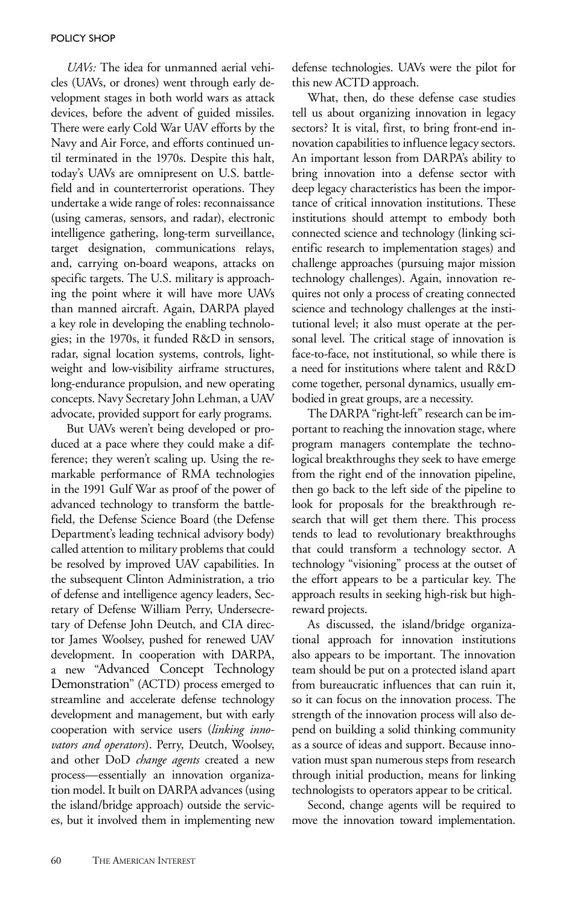*UAVs:* The idea for unmanned aerial vehicles (UAVs, or drones) went through early development stages in both world wars as attack devices, before the advent of guided missiles. There were early Cold War UAV efforts by the Navy and Air Force, and efforts continued until terminated in the 1970s. Despite this halt, today's UAVs are omnipresent on U.S. battlefield and in counterterrorist operations. They undertake a wide range of roles: reconnaissance (using cameras, sensors, and radar), electronic intelligence gathering, long-term surveillance, target designation, communications relays, and, carrying on-board weapons, attacks on specific targets. The U.S. military is approaching the point where it will have more UAVs than manned aircraft. Again, DARPA played a key role in developing the enabling technologies; in the 1970s, it funded R&D in sensors, radar, signal location systems, controls, lightweight and low-visibility airframe structures, long-endurance propulsion, and new operating concepts. Navy Secretary John Lehman, a UAV advocate, provided support for early programs.

But UAVs weren't being developed or produced at a pace where they could make a difference; they weren't scaling up. Using the remarkable performance of RMA technologies in the 1991 Gulf War as proof of the power of advanced technology to transform the battlefield, the Defense Science Board (the Defense Department's leading technical advisory body) called attention to military problems that could be resolved by improved UAV capabilities. In the subsequent Clinton Administration, a trio of defense and intelligence agency leaders, Secretary of Defense William Perry, Undersecretary of Defense John Deutch, and CIA director James Woolsey, pushed for renewed UAV development. In cooperation with DARPA, a new "Advanced Concept Technology Demonstration" (ACTD) process emerged to streamline and accelerate defense technology development and management, but with early cooperation with service users (*linking innovators and operators*). Perry, Deutch, Woolsey, and other DoD *change agents* created a new process—essentially an innovation organization model. It built on DARPA advances (using the island/bridge approach) outside the services, but it involved them in implementing new defense technologies. UAVs were the pilot for this new ACTD approach.

What, then, do these defense case studies tell us about organizing innovation in legacy sectors? It is vital, first, to bring front-end innovation capabilities to influence legacy sectors. An important lesson from DARPA's ability to bring innovation into a defense sector with deep legacy characteristics has been the importance of critical innovation institutions. These institutions should attempt to embody both connected science and technology (linking scientific research to implementation stages) and challenge approaches (pursuing major mission technology challenges). Again, innovation requires not only a process of creating connected science and technology challenges at the institutional level; it also must operate at the personal level. The critical stage of innovation is face-to-face, not institutional, so while there is a need for institutions where talent and R&D come together, personal dynamics, usually embodied in great groups, are a necessity.

The DARPA "right-left" research can be important to reaching the innovation stage, where program managers contemplate the technological breakthroughs they seek to have emerge from the right end of the innovation pipeline, then go back to the left side of the pipeline to look for proposals for the breakthrough research that will get them there. This process tends to lead to revolutionary breakthroughs that could transform a technology sector. A technology "visioning" process at the outset of the effort appears to be a particular key. The approach results in seeking high-risk but high-reward projects.

As discussed, the island/bridge organizational approach for innovation institutions also appears to be important. The innovation team should be put on a protected island apart from bureaucratic influences that can ruin it, so it can focus on the innovation process. The strength of the innovation process will also depend on building a solid thinking community as a source of ideas and support. Because innovation must span numerous steps from research through initial production, means for linking technologists to operators appear to be critical.

Second, change agents will be required to move the innovation toward implementation.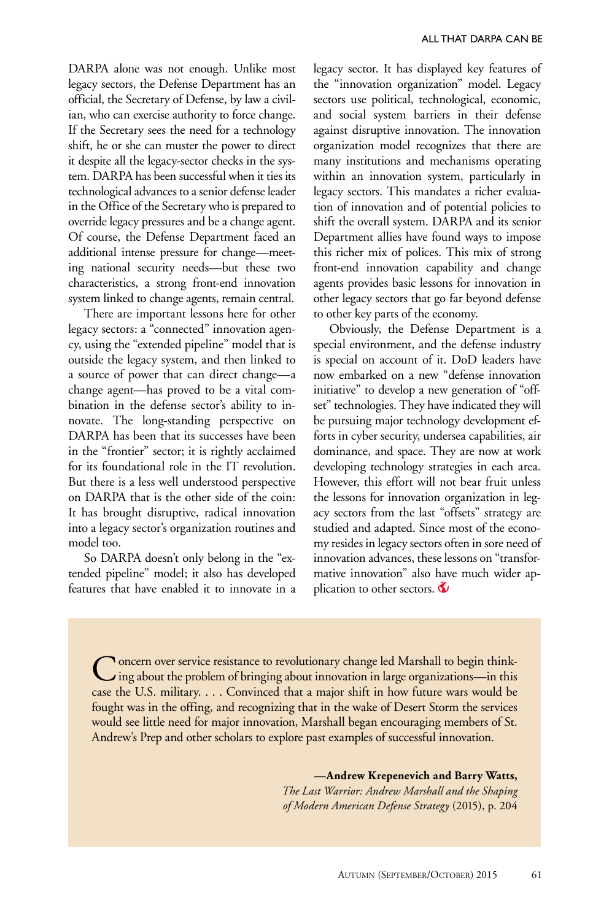DARPA alone was not enough. Unlike most legacy sectors, the Defense Department has an official, the Secretary of Defense, by law a civilian, who can exercise authority to force change. If the Secretary sees the need for a technology shift, he or she can muster the power to direct it despite all the legacy-sector checks in the system. DARPA has been successful when it ties its technological advances to a senior defense leader in the Office of the Secretary who is prepared to override legacy pressures and be a change agent. Of course, the Defense Department faced an additional intense pressure for change—meeting national security needs—but these two characteristics, a strong front-end innovation system linked to change agents, remain central.

There are important lessons here for other legacy sectors: a "connected" innovation agency, using the "extended pipeline" model that is outside the legacy system, and then linked to a source of power that can direct change—a change agent—has proved to be a vital combination in the defense sector's ability to innovate. The long-standing perspective on DARPA has been that its successes have been in the "frontier" sector; it is rightly acclaimed for its foundational role in the IT revolution. But there is a less well understood perspective on DARPA that is the other side of the coin: It has brought disruptive, radical innovation into a legacy sector's organization routines and model too.

So DARPA doesn't only belong in the "extended pipeline" model; it also has developed features that have enabled it to innovate in a legacy sector. It has displayed key features of the "innovation organization" model. Legacy sectors use political, technological, economic, and social system barriers in their defense against disruptive innovation. The innovation organization model recognizes that there are many institutions and mechanisms operating within an innovation system, particularly in legacy sectors. This mandates a richer evaluation of innovation and of potential policies to shift the overall system. DARPA and its senior Department allies have found ways to impose this richer mix of polices. This mix of strong front-end innovation capability and change agents provides basic lessons for innovation in other legacy sectors that go far beyond defense to other key parts of the economy.

Obviously, the Defense Department is a special environment, and the defense industry is special on account of it. DoD leaders have now embarked on a new "defense innovation initiative" to develop a new generation of "offset" technologies. They have indicated they will be pursuing major technology development efforts in cyber security, undersea capabilities, air dominance, and space. They are now at work developing technology strategies in each area. However, this effort will not bear fruit unless the lessons for innovation organization in legacy sectors from the last "offsets" strategy are studied and adapted. Since most of the economy resides in legacy sectors often in sore need of innovation advances, these lessons on "transformative innovation" also have much wider application to other sectors.

> Concern over service resistance to revolutionary change led Marshall to begin thinking about the problem of bringing about innovation in large organizations—in this case the U.S. military. . . . Convinced that a major shift in how future wars would be fought was in the offing, and recognizing that in the wake of Desert Storm the services would see little need for major innovation, Marshall began encouraging members of St. Andrew's Prep and other scholars to explore past examples of successful innovation.
>
> **—Andrew Krepenevich and Barry Watts,**
> *The Last Warrior: Andrew Marshall and the Shaping of Modern American Defense Strategy* (2015), p. 204